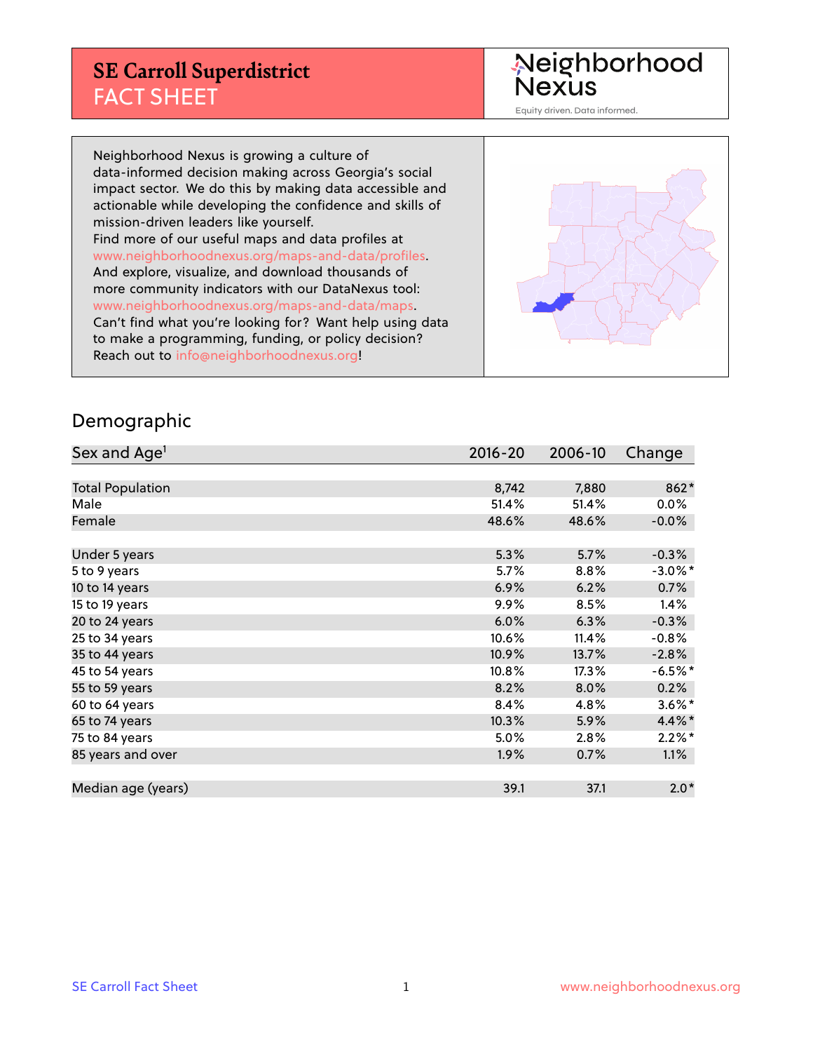# SE Carroll Superdistrict
## FACT SHEET

Neighborhood Nexus

Equity driven. Data informed.

Neighborhood Nexus is growing a culture of data-informed decision making across Georgia's social impact sector. We do this by making data accessible and actionable while developing the confidence and skills of mission-driven leaders like yourself.
Find more of our useful maps and data profiles at www.neighborhoodnexus.org/maps-and-data/profiles.
And explore, visualize, and download thousands of more community indicators with our DataNexus tool: www.neighborhoodnexus.org/maps-and-data/maps.
Can't find what you're looking for? Want help using data to make a programming, funding, or policy decision? Reach out to info@neighborhoodnexus.org!

## Demographic

| Sex and Age[1] | 2016-20 | 2006-10 | Change |
|---|---|---|---|
| Total Population | 8,742 | 7,880 | 862* |
| Male | 51.4% | 51.4% | 0.0% |
| Female | 48.6% | 48.6% | -0.0% |
| | | | |
| Under 5 years | 5.3% | 5.7% | -0.3% |
| 5 to 9 years | 5.7% | 8.8% | -3.0%* |
| 10 to 14 years | 6.9% | 6.2% | 0.7% |
| 15 to 19 years | 9.9% | 8.5% | 1.4% |
| 20 to 24 years | 6.0% | 6.3% | -0.3% |
| 25 to 34 years | 10.6% | 11.4% | -0.8% |
| 35 to 44 years | 10.9% | 13.7% | -2.8% |
| 45 to 54 years | 10.8% | 17.3% | -6.5%* |
| 55 to 59 years | 8.2% | 8.0% | 0.2% |
| 60 to 64 years | 8.4% | 4.8% | 3.6%* |
| 65 to 74 years | 10.3% | 5.9% | 4.4%* |
| 75 to 84 years | 5.0% | 2.8% | 2.2%* |
| 85 years and over | 1.9% | 0.7% | 1.1% |
| | | | |
| Median age (years) | 39.1 | 37.1 | 2.0* |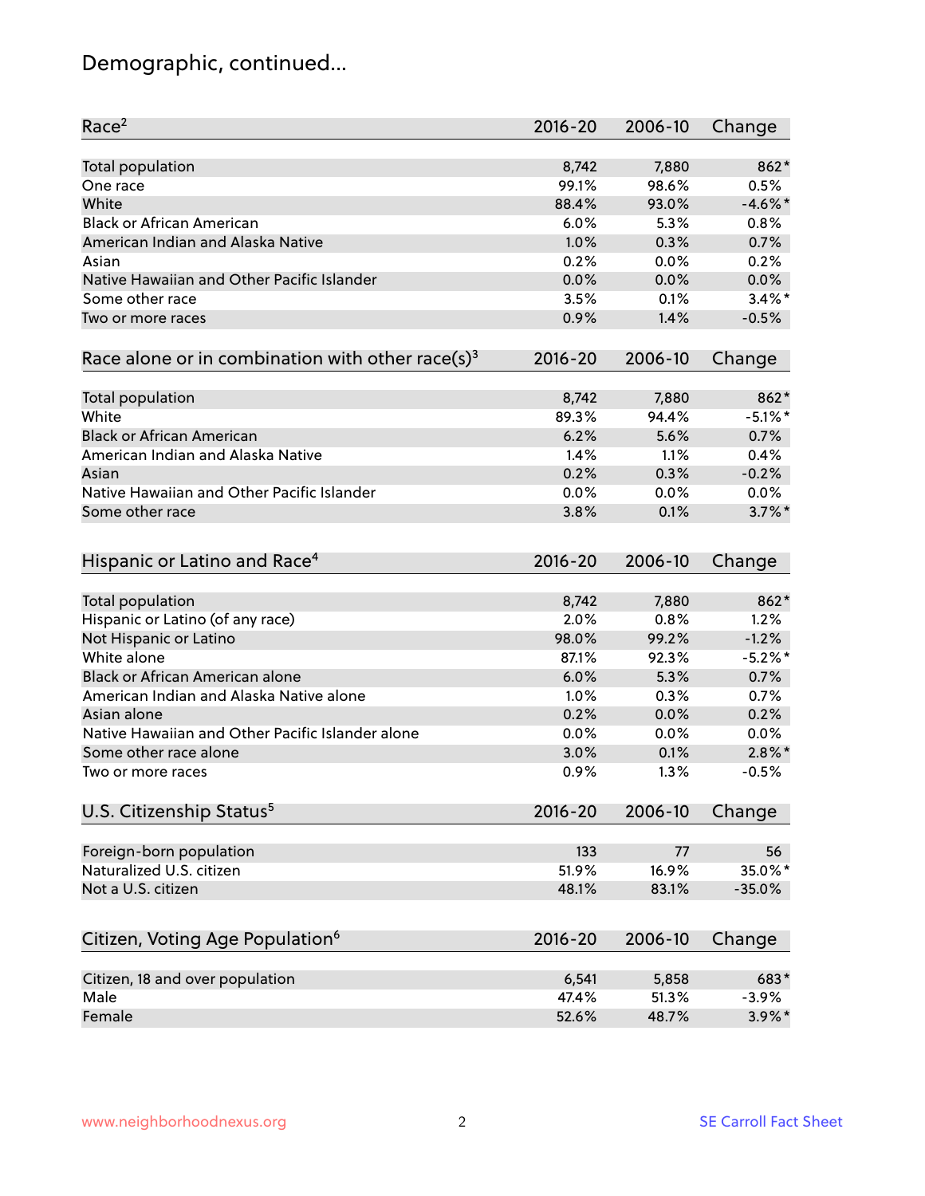# Demographic, continued...

| Race[2] | 2016-20 | 2006-10 | Change |
|---|---|---|---|
| Total population | 8,742 | 7,880 | 862* |
| One race | 99.1% | 98.6% | 0.5% |
| White | 88.4% | 93.0% | -4.6%* |
| Black or African American | 6.0% | 5.3% | 0.8% |
| American Indian and Alaska Native | 1.0% | 0.3% | 0.7% |
| Asian | 0.2% | 0.0% | 0.2% |
| Native Hawaiian and Other Pacific Islander | 0.0% | 0.0% | 0.0% |
| Some other race | 3.5% | 0.1% | 3.4%* |
| Two or more races | 0.9% | 1.4% | -0.5% |

| Race alone or in combination with other race(s)[3] | 2016-20 | 2006-10 | Change |
|---|---|---|---|
| Total population | 8,742 | 7,880 | 862* |
| White | 89.3% | 94.4% | -5.1%* |
| Black or African American | 6.2% | 5.6% | 0.7% |
| American Indian and Alaska Native | 1.4% | 1.1% | 0.4% |
| Asian | 0.2% | 0.3% | -0.2% |
| Native Hawaiian and Other Pacific Islander | 0.0% | 0.0% | 0.0% |
| Some other race | 3.8% | 0.1% | 3.7%* |

| Hispanic or Latino and Race[4] | 2016-20 | 2006-10 | Change |
|---|---|---|---|
| Total population | 8,742 | 7,880 | 862* |
| Hispanic or Latino (of any race) | 2.0% | 0.8% | 1.2% |
| Not Hispanic or Latino | 98.0% | 99.2% | -1.2% |
| White alone | 87.1% | 92.3% | -5.2%* |
| Black or African American alone | 6.0% | 5.3% | 0.7% |
| American Indian and Alaska Native alone | 1.0% | 0.3% | 0.7% |
| Asian alone | 0.2% | 0.0% | 0.2% |
| Native Hawaiian and Other Pacific Islander alone | 0.0% | 0.0% | 0.0% |
| Some other race alone | 3.0% | 0.1% | 2.8%* |
| Two or more races | 0.9% | 1.3% | -0.5% |

| U.S. Citizenship Status[5] | 2016-20 | 2006-10 | Change |
|---|---|---|---|
| Foreign-born population | 133 | 77 | 56 |
| Naturalized U.S. citizen | 51.9% | 16.9% | 35.0%* |
| Not a U.S. citizen | 48.1% | 83.1% | -35.0% |

| Citizen, Voting Age Population[6] | 2016-20 | 2006-10 | Change |
|---|---|---|---|
| Citizen, 18 and over population | 6,541 | 5,858 | 683* |
| Male | 47.4% | 51.3% | -3.9% |
| Female | 52.6% | 48.7% | 3.9%* |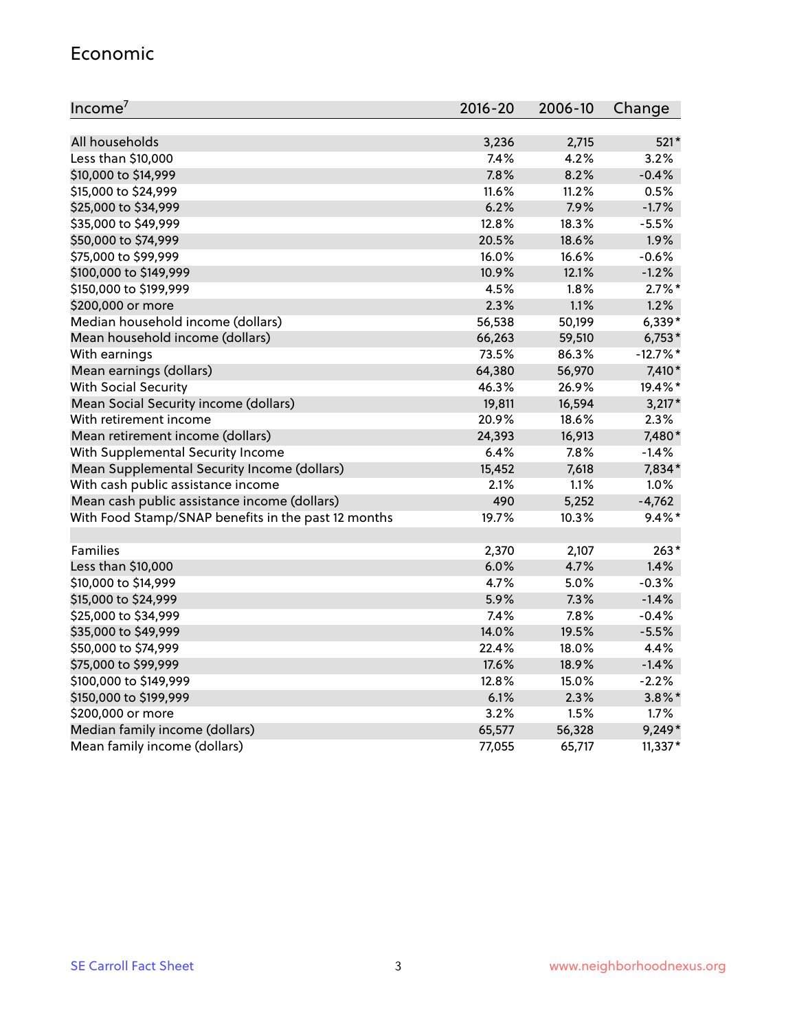## Economic

| Income[7] | 2016-20 | 2006-10 | Change |
|---|---|---|---|
| All households | 3,236 | 2,715 | 521* |
| Less than $10,000 | 7.4% | 4.2% | 3.2% |
| $10,000 to $14,999 | 7.8% | 8.2% | -0.4% |
| $15,000 to $24,999 | 11.6% | 11.2% | 0.5% |
| $25,000 to $34,999 | 6.2% | 7.9% | -1.7% |
| $35,000 to $49,999 | 12.8% | 18.3% | -5.5% |
| $50,000 to $74,999 | 20.5% | 18.6% | 1.9% |
| $75,000 to $99,999 | 16.0% | 16.6% | -0.6% |
| $100,000 to $149,999 | 10.9% | 12.1% | -1.2% |
| $150,000 to $199,999 | 4.5% | 1.8% | 2.7%* |
| $200,000 or more | 2.3% | 1.1% | 1.2% |
| Median household income (dollars) | 56,538 | 50,199 | 6,339* |
| Mean household income (dollars) | 66,263 | 59,510 | 6,753* |
| With earnings | 73.5% | 86.3% | -12.7%* |
| Mean earnings (dollars) | 64,380 | 56,970 | 7,410* |
| With Social Security | 46.3% | 26.9% | 19.4%* |
| Mean Social Security income (dollars) | 19,811 | 16,594 | 3,217* |
| With retirement income | 20.9% | 18.6% | 2.3% |
| Mean retirement income (dollars) | 24,393 | 16,913 | 7,480* |
| With Supplemental Security Income | 6.4% | 7.8% | -1.4% |
| Mean Supplemental Security Income (dollars) | 15,452 | 7,618 | 7,834* |
| With cash public assistance income | 2.1% | 1.1% | 1.0% |
| Mean cash public assistance income (dollars) | 490 | 5,252 | -4,762 |
| With Food Stamp/SNAP benefits in the past 12 months | 19.7% | 10.3% | 9.4%* |
| | | | |
| Families | 2,370 | 2,107 | 263* |
| Less than $10,000 | 6.0% | 4.7% | 1.4% |
| $10,000 to $14,999 | 4.7% | 5.0% | -0.3% |
| $15,000 to $24,999 | 5.9% | 7.3% | -1.4% |
| $25,000 to $34,999 | 7.4% | 7.8% | -0.4% |
| $35,000 to $49,999 | 14.0% | 19.5% | -5.5% |
| $50,000 to $74,999 | 22.4% | 18.0% | 4.4% |
| $75,000 to $99,999 | 17.6% | 18.9% | -1.4% |
| $100,000 to $149,999 | 12.8% | 15.0% | -2.2% |
| $150,000 to $199,999 | 6.1% | 2.3% | 3.8%* |
| $200,000 or more | 3.2% | 1.5% | 1.7% |
| Median family income (dollars) | 65,577 | 56,328 | 9,249* |
| Mean family income (dollars) | 77,055 | 65,717 | 11,337* |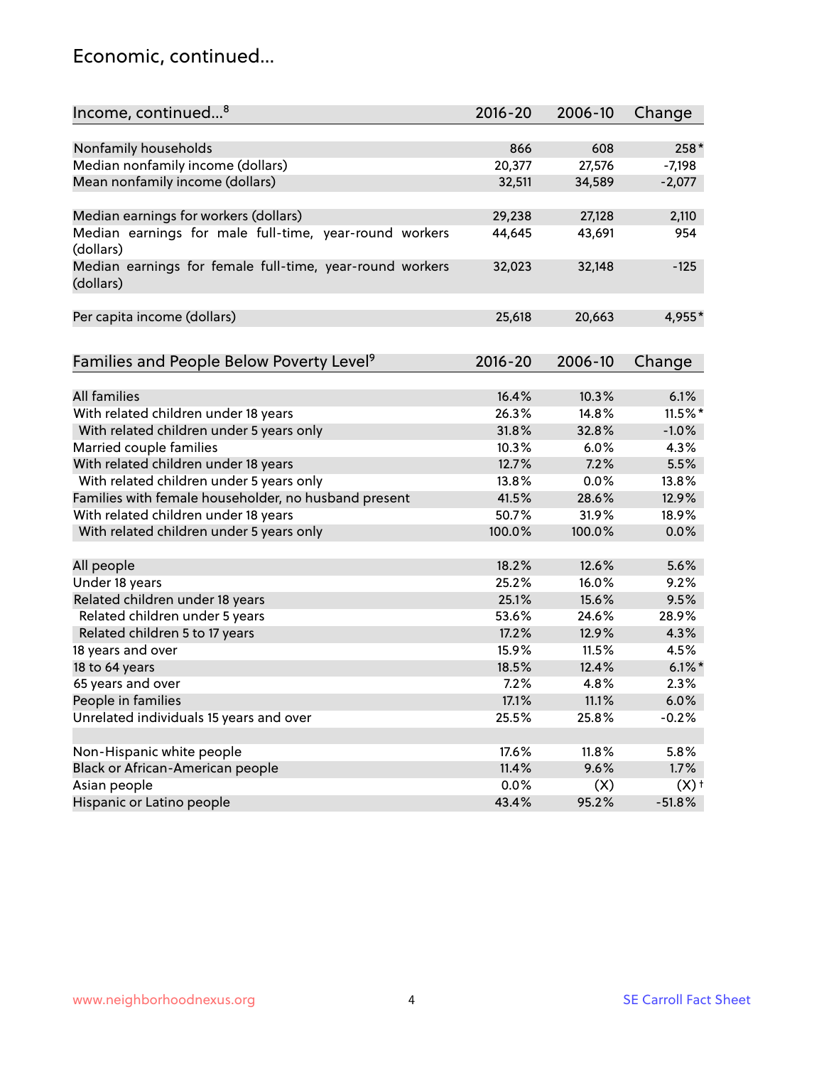## Economic, continued...

| Income, continued...[8] | 2016-20 | 2006-10 | Change |
|---|---|---|---|
| Nonfamily households | 866 | 608 | 258* |
| Median nonfamily income (dollars) | 20,377 | 27,576 | -7,198 |
| Mean nonfamily income (dollars) | 32,511 | 34,589 | -2,077 |
| Median earnings for workers (dollars) | 29,238 | 27,128 | 2,110 |
| Median earnings for male full-time, year-round workers (dollars) | 44,645 | 43,691 | 954 |
| Median earnings for female full-time, year-round workers (dollars) | 32,023 | 32,148 | -125 |
| Per capita income (dollars) | 25,618 | 20,663 | 4,955* |

| Families and People Below Poverty Level[9] | 2016-20 | 2006-10 | Change |
|---|---|---|---|
| All families | 16.4% | 10.3% | 6.1% |
| With related children under 18 years | 26.3% | 14.8% | 11.5%* |
| With related children under 5 years only | 31.8% | 32.8% | -1.0% |
| Married couple families | 10.3% | 6.0% | 4.3% |
| With related children under 18 years | 12.7% | 7.2% | 5.5% |
| With related children under 5 years only | 13.8% | 0.0% | 13.8% |
| Families with female householder, no husband present | 41.5% | 28.6% | 12.9% |
| With related children under 18 years | 50.7% | 31.9% | 18.9% |
| With related children under 5 years only | 100.0% | 100.0% | 0.0% |
| All people | 18.2% | 12.6% | 5.6% |
| Under 18 years | 25.2% | 16.0% | 9.2% |
| Related children under 18 years | 25.1% | 15.6% | 9.5% |
| Related children under 5 years | 53.6% | 24.6% | 28.9% |
| Related children 5 to 17 years | 17.2% | 12.9% | 4.3% |
| 18 years and over | 15.9% | 11.5% | 4.5% |
| 18 to 64 years | 18.5% | 12.4% | 6.1%* |
| 65 years and over | 7.2% | 4.8% | 2.3% |
| People in families | 17.1% | 11.1% | 6.0% |
| Unrelated individuals 15 years and over | 25.5% | 25.8% | -0.2% |
| Non-Hispanic white people | 17.6% | 11.8% | 5.8% |
| Black or African-American people | 11.4% | 9.6% | 1.7% |
| Asian people | 0.0% | (X) | (X)† |
| Hispanic or Latino people | 43.4% | 95.2% | -51.8% |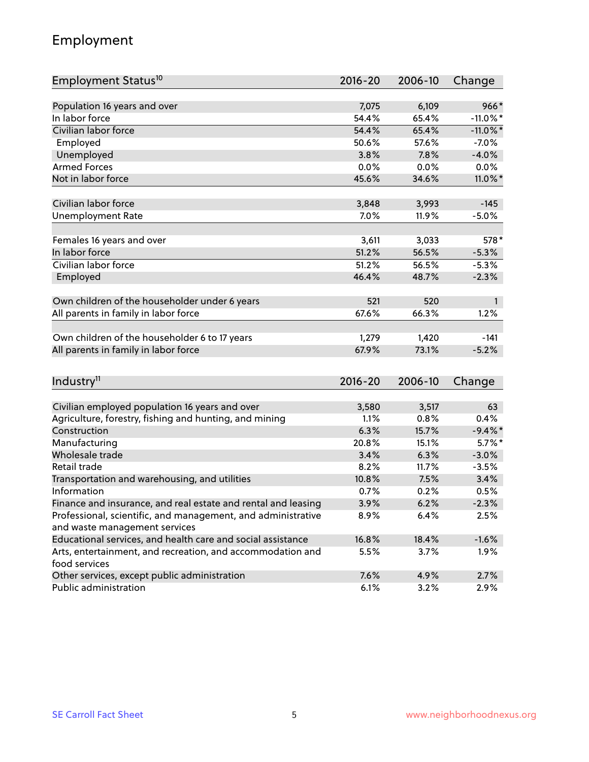# Employment

| Employment Status[10] | 2016-20 | 2006-10 | Change |
|---|---|---|---|
| Population 16 years and over | 7,075 | 6,109 | 966* |
| In labor force | 54.4% | 65.4% | -11.0%* |
| Civilian labor force | 54.4% | 65.4% | -11.0%* |
| Employed | 50.6% | 57.6% | -7.0% |
| Unemployed | 3.8% | 7.8% | -4.0% |
| Armed Forces | 0.0% | 0.0% | 0.0% |
| Not in labor force | 45.6% | 34.6% | 11.0%* |
| | | | |
| Civilian labor force | 3,848 | 3,993 | -145 |
| Unemployment Rate | 7.0% | 11.9% | -5.0% |
| | | | |
| Females 16 years and over | 3,611 | 3,033 | 578* |
| In labor force | 51.2% | 56.5% | -5.3% |
| Civilian labor force | 51.2% | 56.5% | -5.3% |
| Employed | 46.4% | 48.7% | -2.3% |
| | | | |
| Own children of the householder under 6 years | 521 | 520 | 1 |
| All parents in family in labor force | 67.6% | 66.3% | 1.2% |
| | | | |
| Own children of the householder 6 to 17 years | 1,279 | 1,420 | -141 |
| All parents in family in labor force | 67.9% | 73.1% | -5.2% |

| Industry[11] | 2016-20 | 2006-10 | Change |
|---|---|---|---|
| Civilian employed population 16 years and over | 3,580 | 3,517 | 63 |
| Agriculture, forestry, fishing and hunting, and mining | 1.1% | 0.8% | 0.4% |
| Construction | 6.3% | 15.7% | -9.4%* |
| Manufacturing | 20.8% | 15.1% | 5.7%* |
| Wholesale trade | 3.4% | 6.3% | -3.0% |
| Retail trade | 8.2% | 11.7% | -3.5% |
| Transportation and warehousing, and utilities | 10.8% | 7.5% | 3.4% |
| Information | 0.7% | 0.2% | 0.5% |
| Finance and insurance, and real estate and rental and leasing | 3.9% | 6.2% | -2.3% |
| Professional, scientific, and management, and administrative and waste management services | 8.9% | 6.4% | 2.5% |
| Educational services, and health care and social assistance | 16.8% | 18.4% | -1.6% |
| Arts, entertainment, and recreation, and accommodation and food services | 5.5% | 3.7% | 1.9% |
| Other services, except public administration | 7.6% | 4.9% | 2.7% |
| Public administration | 6.1% | 3.2% | 2.9% |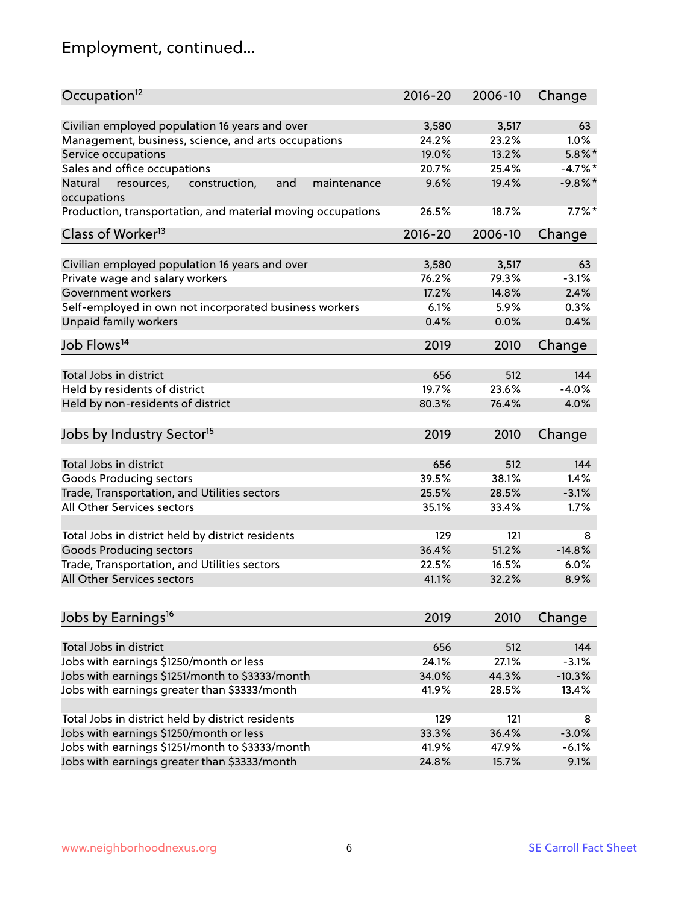# Employment, continued...

| Occupation[12] | 2016-20 | 2006-10 | Change |
|---|---|---|---|
| Civilian employed population 16 years and over | 3,580 | 3,517 | 63 |
| Management, business, science, and arts occupations | 24.2% | 23.2% | 1.0% |
| Service occupations | 19.0% | 13.2% | 5.8%* |
| Sales and office occupations | 20.7% | 25.4% | -4.7%* |
| Natural resources, construction, and maintenance occupations | 9.6% | 19.4% | -9.8%* |
| Production, transportation, and material moving occupations | 26.5% | 18.7% | 7.7%* |

| Class of Worker[13] | 2016-20 | 2006-10 | Change |
|---|---|---|---|
| Civilian employed population 16 years and over | 3,580 | 3,517 | 63 |
| Private wage and salary workers | 76.2% | 79.3% | -3.1% |
| Government workers | 17.2% | 14.8% | 2.4% |
| Self-employed in own not incorporated business workers | 6.1% | 5.9% | 0.3% |
| Unpaid family workers | 0.4% | 0.0% | 0.4% |

| Job Flows[14] | 2019 | 2010 | Change |
|---|---|---|---|
| Total Jobs in district | 656 | 512 | 144 |
| Held by residents of district | 19.7% | 23.6% | -4.0% |
| Held by non-residents of district | 80.3% | 76.4% | 4.0% |

| Jobs by Industry Sector[15] | 2019 | 2010 | Change |
|---|---|---|---|
| Total Jobs in district | 656 | 512 | 144 |
| Goods Producing sectors | 39.5% | 38.1% | 1.4% |
| Trade, Transportation, and Utilities sectors | 25.5% | 28.5% | -3.1% |
| All Other Services sectors | 35.1% | 33.4% | 1.7% |
| | | | |
| Total Jobs in district held by district residents | 129 | 121 | 8 |
| Goods Producing sectors | 36.4% | 51.2% | -14.8% |
| Trade, Transportation, and Utilities sectors | 22.5% | 16.5% | 6.0% |
| All Other Services sectors | 41.1% | 32.2% | 8.9% |

| Jobs by Earnings[16] | 2019 | 2010 | Change |
|---|---|---|---|
| Total Jobs in district | 656 | 512 | 144 |
| Jobs with earnings $1250/month or less | 24.1% | 27.1% | -3.1% |
| Jobs with earnings $1251/month to $3333/month | 34.0% | 44.3% | -10.3% |
| Jobs with earnings greater than $3333/month | 41.9% | 28.5% | 13.4% |
| | | | |
| Total Jobs in district held by district residents | 129 | 121 | 8 |
| Jobs with earnings $1250/month or less | 33.3% | 36.4% | -3.0% |
| Jobs with earnings $1251/month to $3333/month | 41.9% | 47.9% | -6.1% |
| Jobs with earnings greater than $3333/month | 24.8% | 15.7% | 9.1% |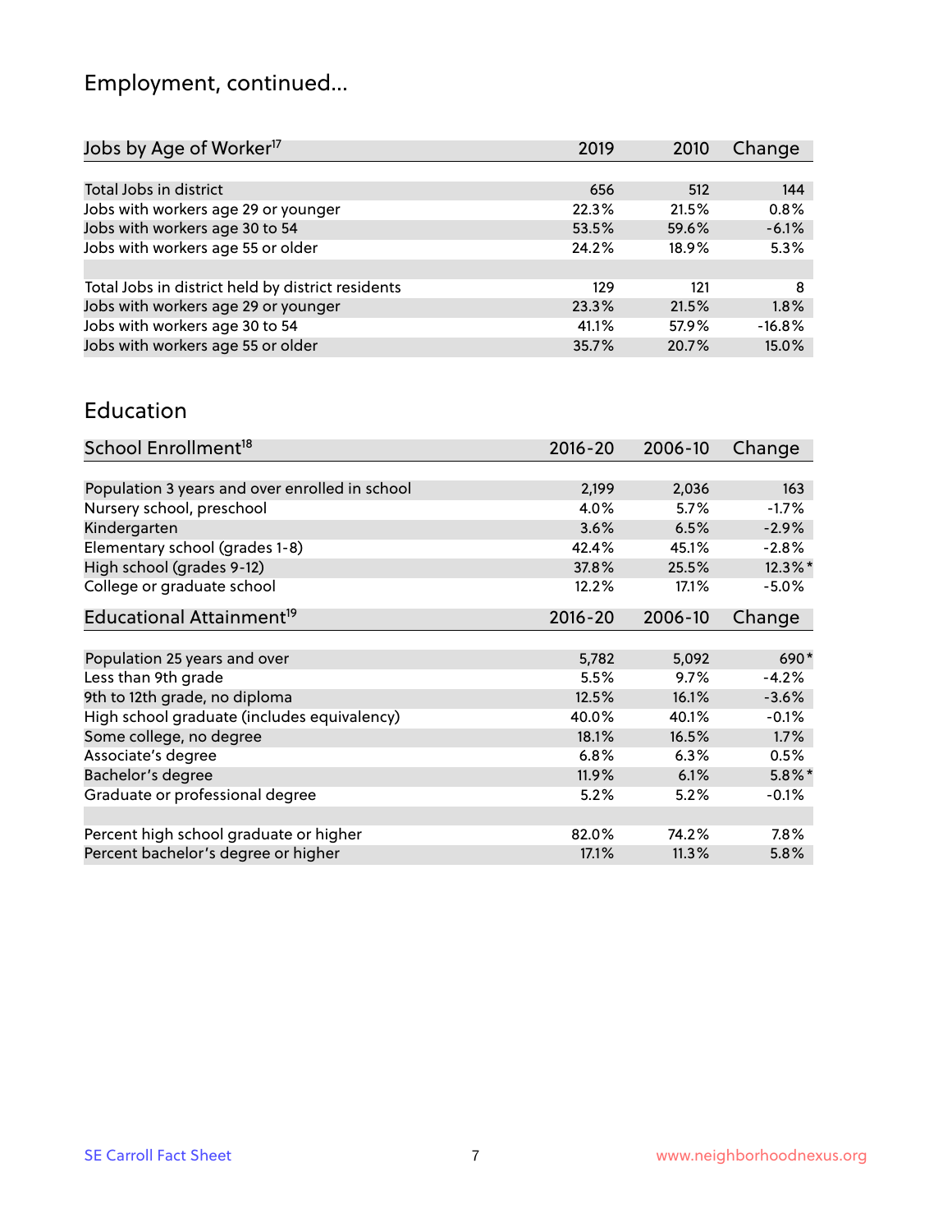# Employment, continued...

| Jobs by Age of Worker[17] | 2019 | 2010 | Change |
|---|---|---|---|
| Total Jobs in district | 656 | 512 | 144 |
| Jobs with workers age 29 or younger | 22.3% | 21.5% | 0.8% |
| Jobs with workers age 30 to 54 | 53.5% | 59.6% | -6.1% |
| Jobs with workers age 55 or older | 24.2% | 18.9% | 5.3% |
| | | | |
| Total Jobs in district held by district residents | 129 | 121 | 8 |
| Jobs with workers age 29 or younger | 23.3% | 21.5% | 1.8% |
| Jobs with workers age 30 to 54 | 41.1% | 57.9% | -16.8% |
| Jobs with workers age 55 or older | 35.7% | 20.7% | 15.0% |

## Education

| School Enrollment[18] | 2016-20 | 2006-10 | Change |
|---|---|---|---|
| Population 3 years and over enrolled in school | 2,199 | 2,036 | 163 |
| Nursery school, preschool | 4.0% | 5.7% | -1.7% |
| Kindergarten | 3.6% | 6.5% | -2.9% |
| Elementary school (grades 1-8) | 42.4% | 45.1% | -2.8% |
| High school (grades 9-12) | 37.8% | 25.5% | 12.3%* |
| College or graduate school | 12.2% | 17.1% | -5.0% |

| Educational Attainment[19] | 2016-20 | 2006-10 | Change |
|---|---|---|---|
| Population 25 years and over | 5,782 | 5,092 | 690* |
| Less than 9th grade | 5.5% | 9.7% | -4.2% |
| 9th to 12th grade, no diploma | 12.5% | 16.1% | -3.6% |
| High school graduate (includes equivalency) | 40.0% | 40.1% | -0.1% |
| Some college, no degree | 18.1% | 16.5% | 1.7% |
| Associate's degree | 6.8% | 6.3% | 0.5% |
| Bachelor's degree | 11.9% | 6.1% | 5.8%* |
| Graduate or professional degree | 5.2% | 5.2% | -0.1% |
| | | | |
| Percent high school graduate or higher | 82.0% | 74.2% | 7.8% |
| Percent bachelor's degree or higher | 17.1% | 11.3% | 5.8% |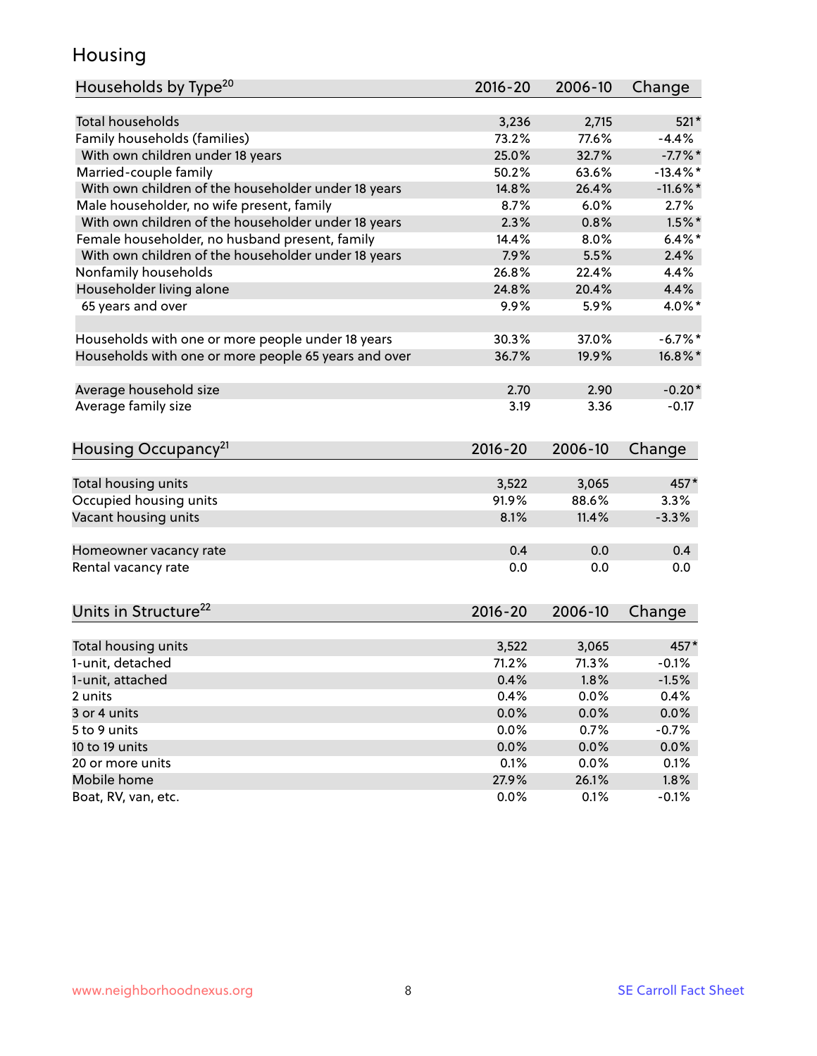# Housing

| Households by Type[20] | 2016-20 | 2006-10 | Change |
|---|---|---|---|
| Total households | 3,236 | 2,715 | 521* |
| Family households (families) | 73.2% | 77.6% | -4.4% |
| With own children under 18 years | 25.0% | 32.7% | -7.7%* |
| Married-couple family | 50.2% | 63.6% | -13.4%* |
| With own children of the householder under 18 years | 14.8% | 26.4% | -11.6%* |
| Male householder, no wife present, family | 8.7% | 6.0% | 2.7% |
| With own children of the householder under 18 years | 2.3% | 0.8% | 1.5%* |
| Female householder, no husband present, family | 14.4% | 8.0% | 6.4%* |
| With own children of the householder under 18 years | 7.9% | 5.5% | 2.4% |
| Nonfamily households | 26.8% | 22.4% | 4.4% |
| Householder living alone | 24.8% | 20.4% | 4.4% |
| 65 years and over | 9.9% | 5.9% | 4.0%* |
| | | | |
| Households with one or more people under 18 years | 30.3% | 37.0% | -6.7%* |
| Households with one or more people 65 years and over | 36.7% | 19.9% | 16.8%* |
| | | | |
| Average household size | 2.70 | 2.90 | -0.20* |
| Average family size | 3.19 | 3.36 | -0.17 |

| Housing Occupancy[21] | 2016-20 | 2006-10 | Change |
|---|---|---|---|
| Total housing units | 3,522 | 3,065 | 457* |
| Occupied housing units | 91.9% | 88.6% | 3.3% |
| Vacant housing units | 8.1% | 11.4% | -3.3% |
| | | | |
| Homeowner vacancy rate | 0.4 | 0.0 | 0.4 |
| Rental vacancy rate | 0.0 | 0.0 | 0.0 |

| Units in Structure[22] | 2016-20 | 2006-10 | Change |
|---|---|---|---|
| Total housing units | 3,522 | 3,065 | 457* |
| 1-unit, detached | 71.2% | 71.3% | -0.1% |
| 1-unit, attached | 0.4% | 1.8% | -1.5% |
| 2 units | 0.4% | 0.0% | 0.4% |
| 3 or 4 units | 0.0% | 0.0% | 0.0% |
| 5 to 9 units | 0.0% | 0.7% | -0.7% |
| 10 to 19 units | 0.0% | 0.0% | 0.0% |
| 20 or more units | 0.1% | 0.0% | 0.1% |
| Mobile home | 27.9% | 26.1% | 1.8% |
| Boat, RV, van, etc. | 0.0% | 0.1% | -0.1% |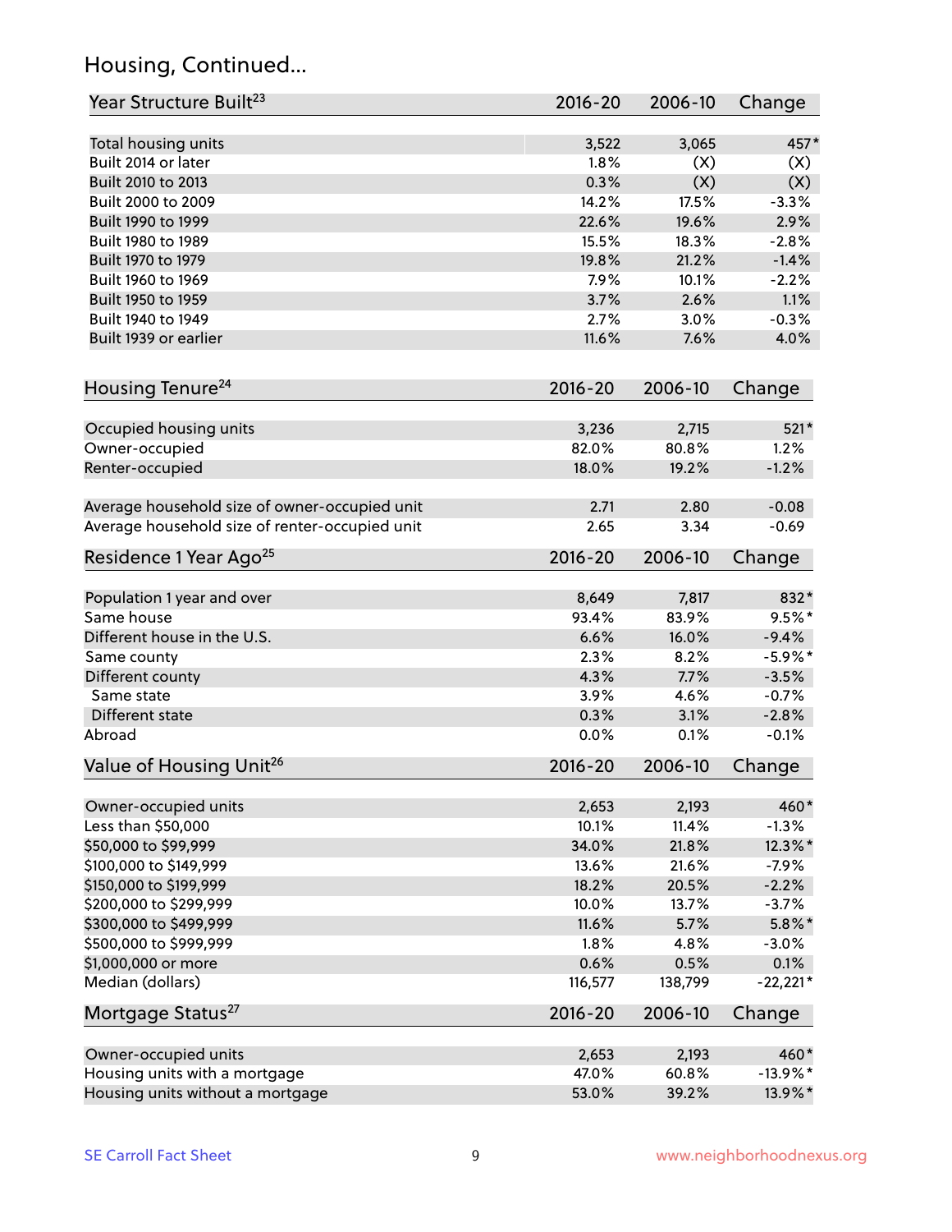## Housing, Continued...

| Year Structure Built[23] | 2016-20 | 2006-10 | Change |
|---|---|---|---|
| Total housing units | 3,522 | 3,065 | 457* |
| Built 2014 or later | 1.8% | (X) | (X) |
| Built 2010 to 2013 | 0.3% | (X) | (X) |
| Built 2000 to 2009 | 14.2% | 17.5% | -3.3% |
| Built 1990 to 1999 | 22.6% | 19.6% | 2.9% |
| Built 1980 to 1989 | 15.5% | 18.3% | -2.8% |
| Built 1970 to 1979 | 19.8% | 21.2% | -1.4% |
| Built 1960 to 1969 | 7.9% | 10.1% | -2.2% |
| Built 1950 to 1959 | 3.7% | 2.6% | 1.1% |
| Built 1940 to 1949 | 2.7% | 3.0% | -0.3% |
| Built 1939 or earlier | 11.6% | 7.6% | 4.0% |

| Housing Tenure[24] | 2016-20 | 2006-10 | Change |
|---|---|---|---|
| Occupied housing units | 3,236 | 2,715 | 521* |
| Owner-occupied | 82.0% | 80.8% | 1.2% |
| Renter-occupied | 18.0% | 19.2% | -1.2% |
| Average household size of owner-occupied unit | 2.71 | 2.80 | -0.08 |
| Average household size of renter-occupied unit | 2.65 | 3.34 | -0.69 |

| Residence 1 Year Ago[25] | 2016-20 | 2006-10 | Change |
|---|---|---|---|
| Population 1 year and over | 8,649 | 7,817 | 832* |
| Same house | 93.4% | 83.9% | 9.5%* |
| Different house in the U.S. | 6.6% | 16.0% | -9.4% |
| Same county | 2.3% | 8.2% | -5.9%* |
| Different county | 4.3% | 7.7% | -3.5% |
| Same state | 3.9% | 4.6% | -0.7% |
| Different state | 0.3% | 3.1% | -2.8% |
| Abroad | 0.0% | 0.1% | -0.1% |

| Value of Housing Unit[26] | 2016-20 | 2006-10 | Change |
|---|---|---|---|
| Owner-occupied units | 2,653 | 2,193 | 460* |
| Less than $50,000 | 10.1% | 11.4% | -1.3% |
| $50,000 to $99,999 | 34.0% | 21.8% | 12.3%* |
| $100,000 to $149,999 | 13.6% | 21.6% | -7.9% |
| $150,000 to $199,999 | 18.2% | 20.5% | -2.2% |
| $200,000 to $299,999 | 10.0% | 13.7% | -3.7% |
| $300,000 to $499,999 | 11.6% | 5.7% | 5.8%* |
| $500,000 to $999,999 | 1.8% | 4.8% | -3.0% |
| $1,000,000 or more | 0.6% | 0.5% | 0.1% |
| Median (dollars) | 116,577 | 138,799 | -22,221* |

| Mortgage Status[27] | 2016-20 | 2006-10 | Change |
|---|---|---|---|
| Owner-occupied units | 2,653 | 2,193 | 460* |
| Housing units with a mortgage | 47.0% | 60.8% | -13.9%* |
| Housing units without a mortgage | 53.0% | 39.2% | 13.9%* |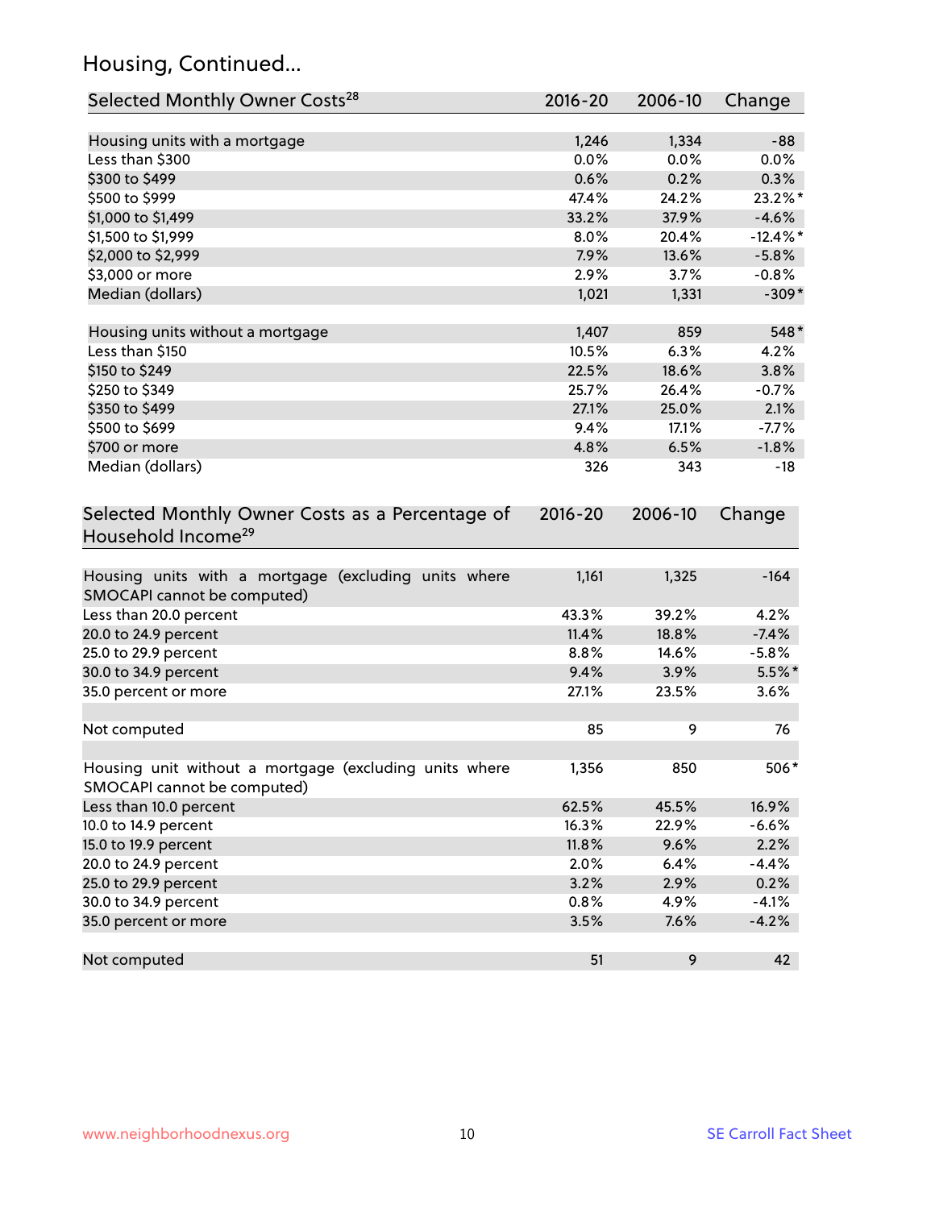## Housing, Continued...

| Selected Monthly Owner Costs[28] | 2016-20 | 2006-10 | Change |
|---|---|---|---|
| Housing units with a mortgage | 1,246 | 1,334 | -88 |
| Less than $300 | 0.0% | 0.0% | 0.0% |
| $300 to $499 | 0.6% | 0.2% | 0.3% |
| $500 to $999 | 47.4% | 24.2% | 23.2%* |
| $1,000 to $1,499 | 33.2% | 37.9% | -4.6% |
| $1,500 to $1,999 | 8.0% | 20.4% | -12.4%* |
| $2,000 to $2,999 | 7.9% | 13.6% | -5.8% |
| $3,000 or more | 2.9% | 3.7% | -0.8% |
| Median (dollars) | 1,021 | 1,331 | -309* |
| | | | |
| Housing units without a mortgage | 1,407 | 859 | 548* |
| Less than $150 | 10.5% | 6.3% | 4.2% |
| $150 to $249 | 22.5% | 18.6% | 3.8% |
| $250 to $349 | 25.7% | 26.4% | -0.7% |
| $350 to $499 | 27.1% | 25.0% | 2.1% |
| $500 to $699 | 9.4% | 17.1% | -7.7% |
| $700 or more | 4.8% | 6.5% | -1.8% |
| Median (dollars) | 326 | 343 | -18 |

| Selected Monthly Owner Costs as a Percentage of Household Income[29] | 2016-20 | 2006-10 | Change |
|---|---|---|---|
| Housing units with a mortgage (excluding units where SMOCAPI cannot be computed) | 1,161 | 1,325 | -164 |
| Less than 20.0 percent | 43.3% | 39.2% | 4.2% |
| 20.0 to 24.9 percent | 11.4% | 18.8% | -7.4% |
| 25.0 to 29.9 percent | 8.8% | 14.6% | -5.8% |
| 30.0 to 34.9 percent | 9.4% | 3.9% | 5.5%* |
| 35.0 percent or more | 27.1% | 23.5% | 3.6% |
| | | | |
| Not computed | 85 | 9 | 76 |
| | | | |
| Housing unit without a mortgage (excluding units where SMOCAPI cannot be computed) | 1,356 | 850 | 506* |
| Less than 10.0 percent | 62.5% | 45.5% | 16.9% |
| 10.0 to 14.9 percent | 16.3% | 22.9% | -6.6% |
| 15.0 to 19.9 percent | 11.8% | 9.6% | 2.2% |
| 20.0 to 24.9 percent | 2.0% | 6.4% | -4.4% |
| 25.0 to 29.9 percent | 3.2% | 2.9% | 0.2% |
| 30.0 to 34.9 percent | 0.8% | 4.9% | -4.1% |
| 35.0 percent or more | 3.5% | 7.6% | -4.2% |
| | | | |
| Not computed | 51 | 9 | 42 |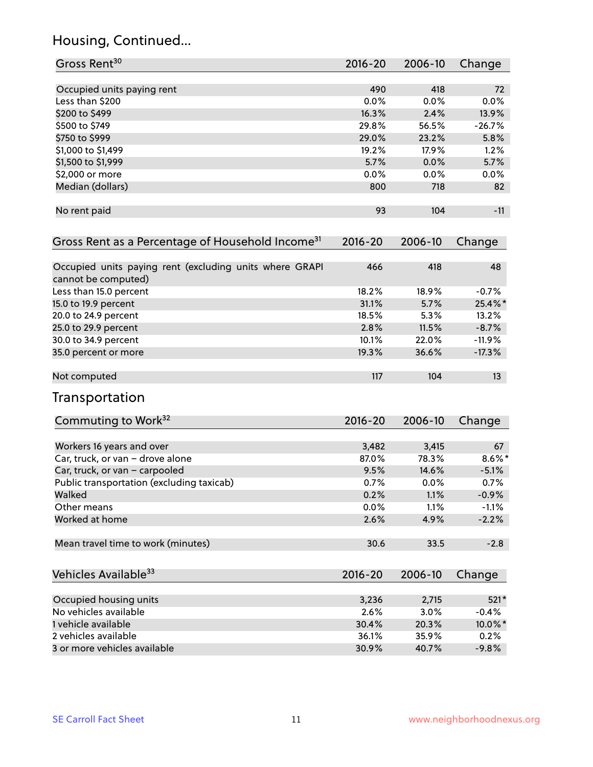## Housing, Continued...

| Gross Rent[30] | 2016-20 | 2006-10 | Change |
|---|---|---|---|
| Occupied units paying rent | 490 | 418 | 72 |
| Less than $200 | 0.0% | 0.0% | 0.0% |
| $200 to $499 | 16.3% | 2.4% | 13.9% |
| $500 to $749 | 29.8% | 56.5% | -26.7% |
| $750 to $999 | 29.0% | 23.2% | 5.8% |
| $1,000 to $1,499 | 19.2% | 17.9% | 1.2% |
| $1,500 to $1,999 | 5.7% | 0.0% | 5.7% |
| $2,000 or more | 0.0% | 0.0% | 0.0% |
| Median (dollars) | 800 | 718 | 82 |
| No rent paid | 93 | 104 | -11 |

| Gross Rent as a Percentage of Household Income[31] | 2016-20 | 2006-10 | Change |
|---|---|---|---|
| Occupied units paying rent (excluding units where GRAPI cannot be computed) | 466 | 418 | 48 |
| Less than 15.0 percent | 18.2% | 18.9% | -0.7% |
| 15.0 to 19.9 percent | 31.1% | 5.7% | 25.4%* |
| 20.0 to 24.9 percent | 18.5% | 5.3% | 13.2% |
| 25.0 to 29.9 percent | 2.8% | 11.5% | -8.7% |
| 30.0 to 34.9 percent | 10.1% | 22.0% | -11.9% |
| 35.0 percent or more | 19.3% | 36.6% | -17.3% |
| Not computed | 117 | 104 | 13 |

## Transportation

| Commuting to Work[32] | 2016-20 | 2006-10 | Change |
|---|---|---|---|
| Workers 16 years and over | 3,482 | 3,415 | 67 |
| Car, truck, or van – drove alone | 87.0% | 78.3% | 8.6%* |
| Car, truck, or van – carpooled | 9.5% | 14.6% | -5.1% |
| Public transportation (excluding taxicab) | 0.7% | 0.0% | 0.7% |
| Walked | 0.2% | 1.1% | -0.9% |
| Other means | 0.0% | 1.1% | -1.1% |
| Worked at home | 2.6% | 4.9% | -2.2% |
| Mean travel time to work (minutes) | 30.6 | 33.5 | -2.8 |

| Vehicles Available[33] | 2016-20 | 2006-10 | Change |
|---|---|---|---|
| Occupied housing units | 3,236 | 2,715 | 521* |
| No vehicles available | 2.6% | 3.0% | -0.4% |
| 1 vehicle available | 30.4% | 20.3% | 10.0%* |
| 2 vehicles available | 36.1% | 35.9% | 0.2% |
| 3 or more vehicles available | 30.9% | 40.7% | -9.8% |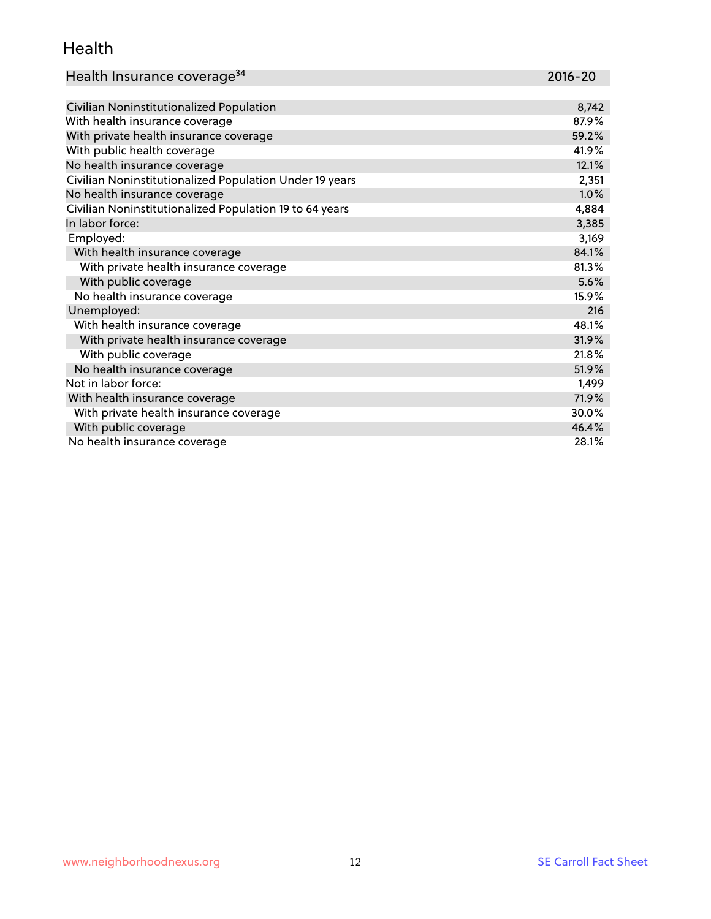## Health

| Health Insurance coverage[34] | 2016-20 |
| --- | --- |
| Civilian Noninstitutionalized Population | 8,742 |
| With health insurance coverage | 87.9% |
| With private health insurance coverage | 59.2% |
| With public health coverage | 41.9% |
| No health insurance coverage | 12.1% |
| Civilian Noninstitutionalized Population Under 19 years | 2,351 |
| No health insurance coverage | 1.0% |
| Civilian Noninstitutionalized Population 19 to 64 years | 4,884 |
| In labor force: | 3,385 |
| Employed: | 3,169 |
| With health insurance coverage | 84.1% |
| With private health insurance coverage | 81.3% |
| With public coverage | 5.6% |
| No health insurance coverage | 15.9% |
| Unemployed: | 216 |
| With health insurance coverage | 48.1% |
| With private health insurance coverage | 31.9% |
| With public coverage | 21.8% |
| No health insurance coverage | 51.9% |
| Not in labor force: | 1,499 |
| With health insurance coverage | 71.9% |
| With private health insurance coverage | 30.0% |
| With public coverage | 46.4% |
| No health insurance coverage | 28.1% |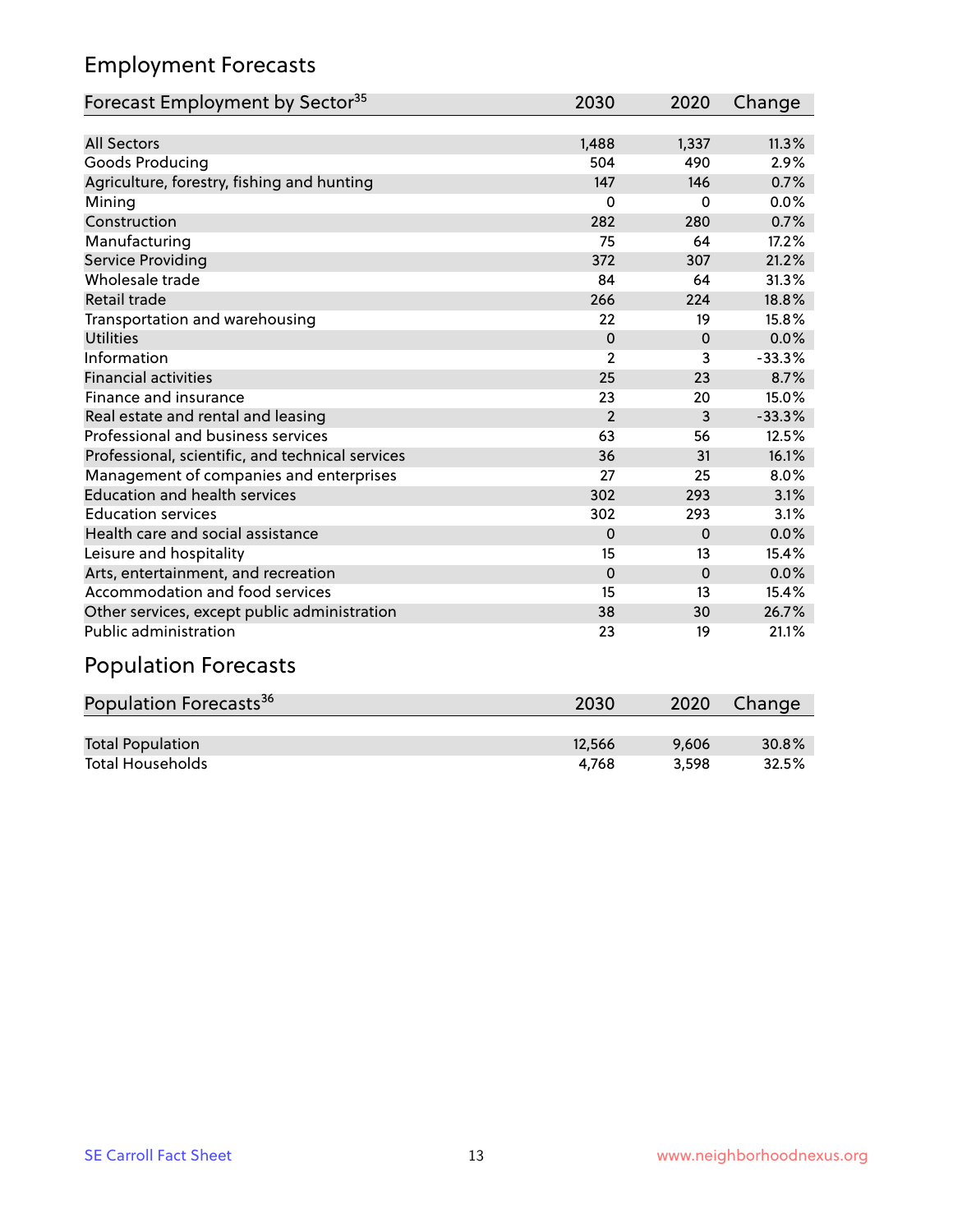## Employment Forecasts

| Forecast Employment by Sector[35] | 2030 | 2020 | Change |
|---|---|---|---|
| All Sectors | 1,488 | 1,337 | 11.3% |
| Goods Producing | 504 | 490 | 2.9% |
| Agriculture, forestry, fishing and hunting | 147 | 146 | 0.7% |
| Mining | 0 | 0 | 0.0% |
| Construction | 282 | 280 | 0.7% |
| Manufacturing | 75 | 64 | 17.2% |
| Service Providing | 372 | 307 | 21.2% |
| Wholesale trade | 84 | 64 | 31.3% |
| Retail trade | 266 | 224 | 18.8% |
| Transportation and warehousing | 22 | 19 | 15.8% |
| Utilities | 0 | 0 | 0.0% |
| Information | 2 | 3 | -33.3% |
| Financial activities | 25 | 23 | 8.7% |
| Finance and insurance | 23 | 20 | 15.0% |
| Real estate and rental and leasing | 2 | 3 | -33.3% |
| Professional and business services | 63 | 56 | 12.5% |
| Professional, scientific, and technical services | 36 | 31 | 16.1% |
| Management of companies and enterprises | 27 | 25 | 8.0% |
| Education and health services | 302 | 293 | 3.1% |
| Education services | 302 | 293 | 3.1% |
| Health care and social assistance | 0 | 0 | 0.0% |
| Leisure and hospitality | 15 | 13 | 15.4% |
| Arts, entertainment, and recreation | 0 | 0 | 0.0% |
| Accommodation and food services | 15 | 13 | 15.4% |
| Other services, except public administration | 38 | 30 | 26.7% |
| Public administration | 23 | 19 | 21.1% |

## Population Forecasts

| Population Forecasts[36] | 2030 | 2020 | Change |
|---|---|---|---|
| Total Population | 12,566 | 9,606 | 30.8% |
| Total Households | 4,768 | 3,598 | 32.5% |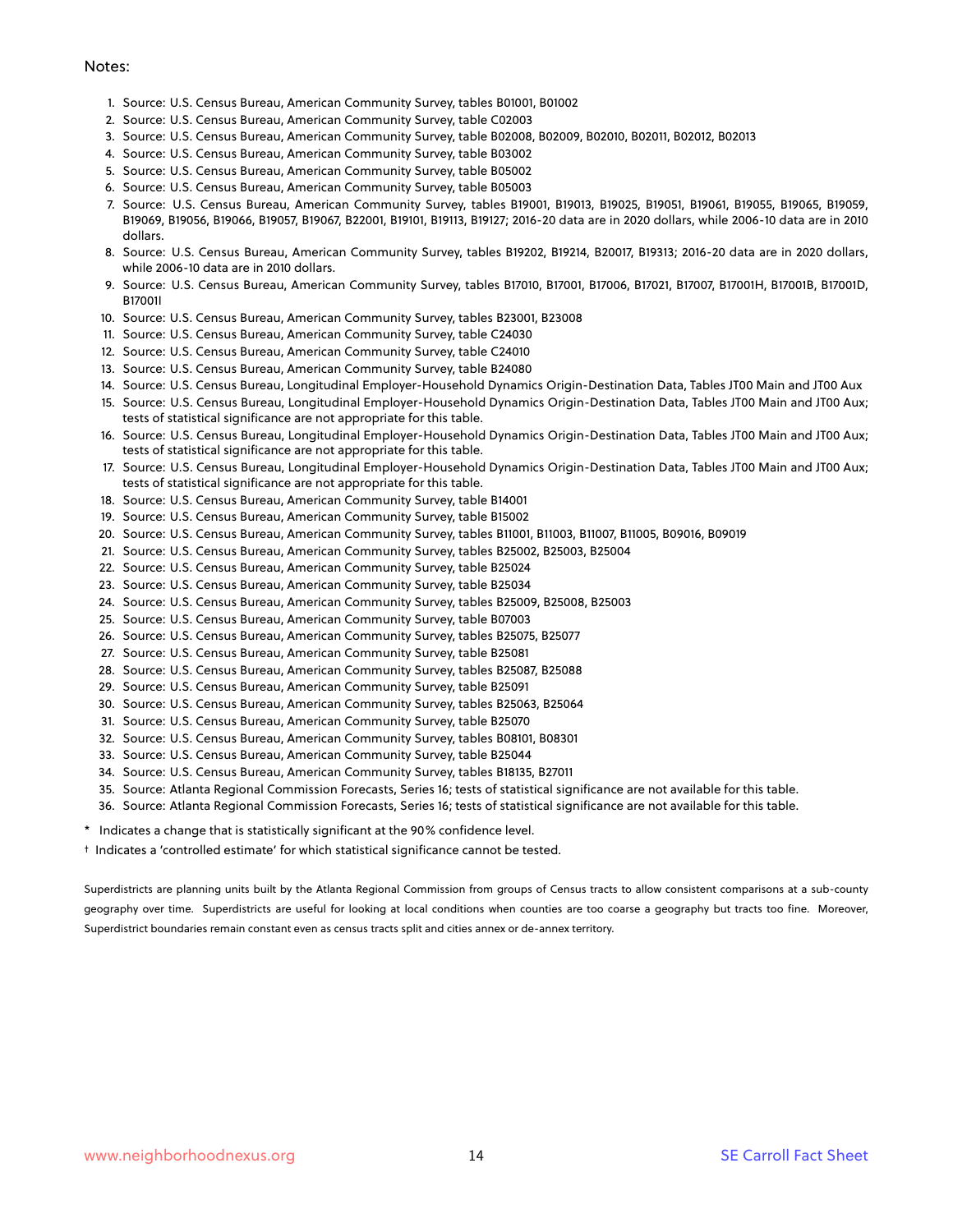Notes:

1. Source: U.S. Census Bureau, American Community Survey, tables B01001, B01002
2. Source: U.S. Census Bureau, American Community Survey, table C02003
3. Source: U.S. Census Bureau, American Community Survey, table B02008, B02009, B02010, B02011, B02012, B02013
4. Source: U.S. Census Bureau, American Community Survey, table B03002
5. Source: U.S. Census Bureau, American Community Survey, table B05002
6. Source: U.S. Census Bureau, American Community Survey, table B05003
7. Source: U.S. Census Bureau, American Community Survey, tables B19001, B19013, B19025, B19051, B19061, B19055, B19065, B19059, B19069, B19056, B19066, B19057, B19067, B22001, B19101, B19113, B19127; 2016-20 data are in 2020 dollars, while 2006-10 data are in 2010 dollars.
8. Source: U.S. Census Bureau, American Community Survey, tables B19202, B19214, B20017, B19313; 2016-20 data are in 2020 dollars, while 2006-10 data are in 2010 dollars.
9. Source: U.S. Census Bureau, American Community Survey, tables B17010, B17001, B17006, B17021, B17007, B17001H, B17001B, B17001D, B17001I
10. Source: U.S. Census Bureau, American Community Survey, tables B23001, B23008
11. Source: U.S. Census Bureau, American Community Survey, table C24030
12. Source: U.S. Census Bureau, American Community Survey, table C24010
13. Source: U.S. Census Bureau, American Community Survey, table B24080
14. Source: U.S. Census Bureau, Longitudinal Employer-Household Dynamics Origin-Destination Data, Tables JT00 Main and JT00 Aux
15. Source: U.S. Census Bureau, Longitudinal Employer-Household Dynamics Origin-Destination Data, Tables JT00 Main and JT00 Aux; tests of statistical significance are not appropriate for this table.
16. Source: U.S. Census Bureau, Longitudinal Employer-Household Dynamics Origin-Destination Data, Tables JT00 Main and JT00 Aux; tests of statistical significance are not appropriate for this table.
17. Source: U.S. Census Bureau, Longitudinal Employer-Household Dynamics Origin-Destination Data, Tables JT00 Main and JT00 Aux; tests of statistical significance are not appropriate for this table.
18. Source: U.S. Census Bureau, American Community Survey, table B14001
19. Source: U.S. Census Bureau, American Community Survey, table B15002
20. Source: U.S. Census Bureau, American Community Survey, tables B11001, B11003, B11007, B11005, B09016, B09019
21. Source: U.S. Census Bureau, American Community Survey, tables B25002, B25003, B25004
22. Source: U.S. Census Bureau, American Community Survey, table B25024
23. Source: U.S. Census Bureau, American Community Survey, table B25034
24. Source: U.S. Census Bureau, American Community Survey, tables B25009, B25008, B25003
25. Source: U.S. Census Bureau, American Community Survey, table B07003
26. Source: U.S. Census Bureau, American Community Survey, tables B25075, B25077
27. Source: U.S. Census Bureau, American Community Survey, table B25081
28. Source: U.S. Census Bureau, American Community Survey, tables B25087, B25088
29. Source: U.S. Census Bureau, American Community Survey, table B25091
30. Source: U.S. Census Bureau, American Community Survey, tables B25063, B25064
31. Source: U.S. Census Bureau, American Community Survey, table B25070
32. Source: U.S. Census Bureau, American Community Survey, tables B08101, B08301
33. Source: U.S. Census Bureau, American Community Survey, table B25044
34. Source: U.S. Census Bureau, American Community Survey, tables B18135, B27011
35. Source: Atlanta Regional Commission Forecasts, Series 16; tests of statistical significance are not available for this table.
36. Source: Atlanta Regional Commission Forecasts, Series 16; tests of statistical significance are not available for this table.

\* Indicates a change that is statistically significant at the 90% confidence level.

† Indicates a 'controlled estimate' for which statistical significance cannot be tested.

Superdistricts are planning units built by the Atlanta Regional Commission from groups of Census tracts to allow consistent comparisons at a sub-county geography over time. Superdistricts are useful for looking at local conditions when counties are too coarse a geography but tracts too fine. Moreover, Superdistrict boundaries remain constant even as census tracts split and cities annex or de-annex territory.